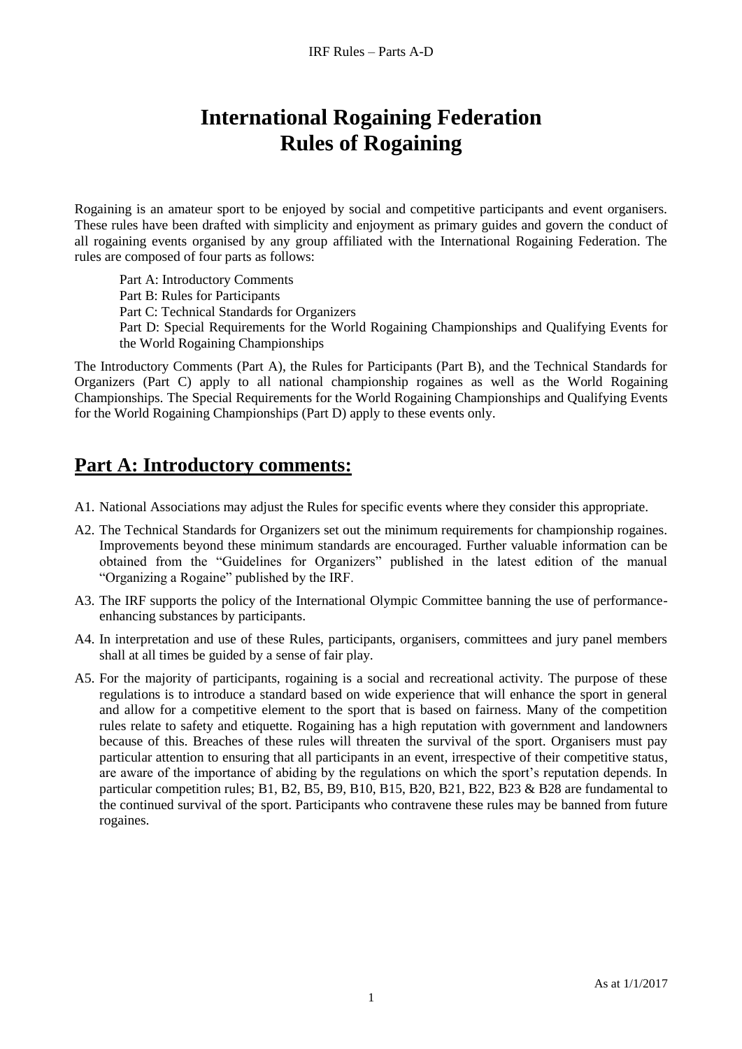# International Rogaining Federation
# Rules of Rogaining

Rogaining is an amateur sport to be enjoyed by social and competitive participants and event organisers. These rules have been drafted with simplicity and enjoyment as primary guides and govern the conduct of all rogaining events organised by any group affiliated with the International Rogaining Federation. The rules are composed of four parts as follows:

Part A: Introductory Comments
Part B: Rules for Participants
Part C: Technical Standards for Organizers
Part D: Special Requirements for the World Rogaining Championships and Qualifying Events for the World Rogaining Championships

The Introductory Comments (Part A), the Rules for Participants (Part B), and the Technical Standards for Organizers (Part C) apply to all national championship rogaines as well as the World Rogaining Championships. The Special Requirements for the World Rogaining Championships and Qualifying Events for the World Rogaining Championships (Part D) apply to these events only.

## Part A: Introductory comments:

A1. National Associations may adjust the Rules for specific events where they consider this appropriate.

A2. The Technical Standards for Organizers set out the minimum requirements for championship rogaines. Improvements beyond these minimum standards are encouraged. Further valuable information can be obtained from the "Guidelines for Organizers" published in the latest edition of the manual "Organizing a Rogaine" published by the IRF.

A3. The IRF supports the policy of the International Olympic Committee banning the use of performance-enhancing substances by participants.

A4. In interpretation and use of these Rules, participants, organisers, committees and jury panel members shall at all times be guided by a sense of fair play.

A5. For the majority of participants, rogaining is a social and recreational activity. The purpose of these regulations is to introduce a standard based on wide experience that will enhance the sport in general and allow for a competitive element to the sport that is based on fairness. Many of the competition rules relate to safety and etiquette. Rogaining has a high reputation with government and landowners because of this. Breaches of these rules will threaten the survival of the sport. Organisers must pay particular attention to ensuring that all participants in an event, irrespective of their competitive status, are aware of the importance of abiding by the regulations on which the sport's reputation depends. In particular competition rules; B1, B2, B5, B9, B10, B15, B20, B21, B22, B23 & B28 are fundamental to the continued survival of the sport. Participants who contravene these rules may be banned from future rogaines.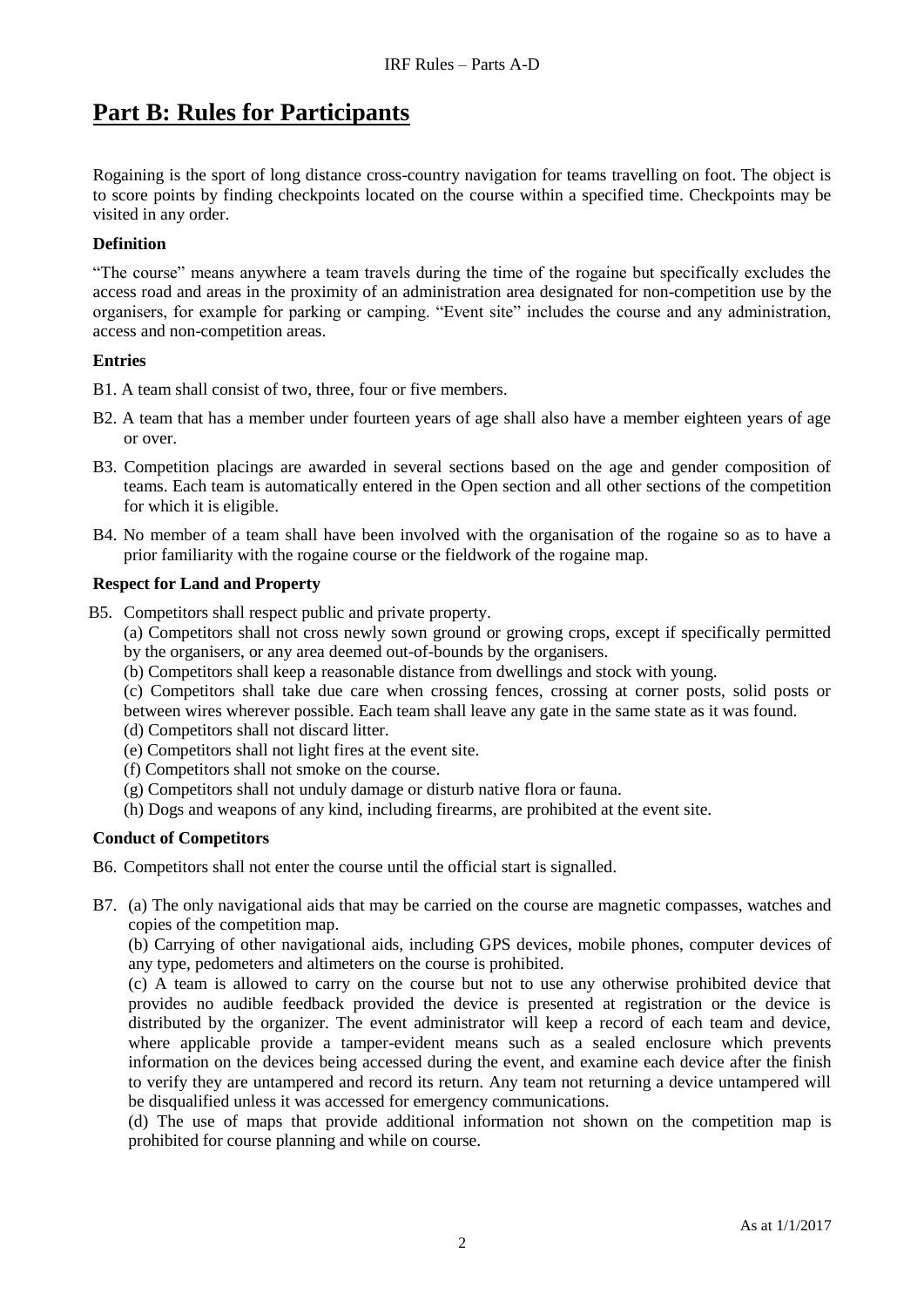# Part B: Rules for Participants

Rogaining is the sport of long distance cross-country navigation for teams travelling on foot. The object is to score points by finding checkpoints located on the course within a specified time. Checkpoints may be visited in any order.

### Definition

"The course" means anywhere a team travels during the time of the rogaine but specifically excludes the access road and areas in the proximity of an administration area designated for non-competition use by the organisers, for example for parking or camping. "Event site" includes the course and any administration, access and non-competition areas.

### Entries

B1. A team shall consist of two, three, four or five members.

B2. A team that has a member under fourteen years of age shall also have a member eighteen years of age or over.

B3. Competition placings are awarded in several sections based on the age and gender composition of teams. Each team is automatically entered in the Open section and all other sections of the competition for which it is eligible.

B4. No member of a team shall have been involved with the organisation of the rogaine so as to have a prior familiarity with the rogaine course or the fieldwork of the rogaine map.

### Respect for Land and Property

B5. Competitors shall respect public and private property.

(a) Competitors shall not cross newly sown ground or growing crops, except if specifically permitted by the organisers, or any area deemed out-of-bounds by the organisers.

(b) Competitors shall keep a reasonable distance from dwellings and stock with young.

(c) Competitors shall take due care when crossing fences, crossing at corner posts, solid posts or between wires wherever possible. Each team shall leave any gate in the same state as it was found.

(d) Competitors shall not discard litter.

(e) Competitors shall not light fires at the event site.

(f) Competitors shall not smoke on the course.

(g) Competitors shall not unduly damage or disturb native flora or fauna.

(h) Dogs and weapons of any kind, including firearms, are prohibited at the event site.

### Conduct of Competitors

B6. Competitors shall not enter the course until the official start is signalled.

B7. (a) The only navigational aids that may be carried on the course are magnetic compasses, watches and copies of the competition map.

(b) Carrying of other navigational aids, including GPS devices, mobile phones, computer devices of any type, pedometers and altimeters on the course is prohibited.

(c) A team is allowed to carry on the course but not to use any otherwise prohibited device that provides no audible feedback provided the device is presented at registration or the device is distributed by the organizer. The event administrator will keep a record of each team and device, where applicable provide a tamper-evident means such as a sealed enclosure which prevents information on the devices being accessed during the event, and examine each device after the finish to verify they are untampered and record its return. Any team not returning a device untampered will be disqualified unless it was accessed for emergency communications.

(d) The use of maps that provide additional information not shown on the competition map is prohibited for course planning and while on course.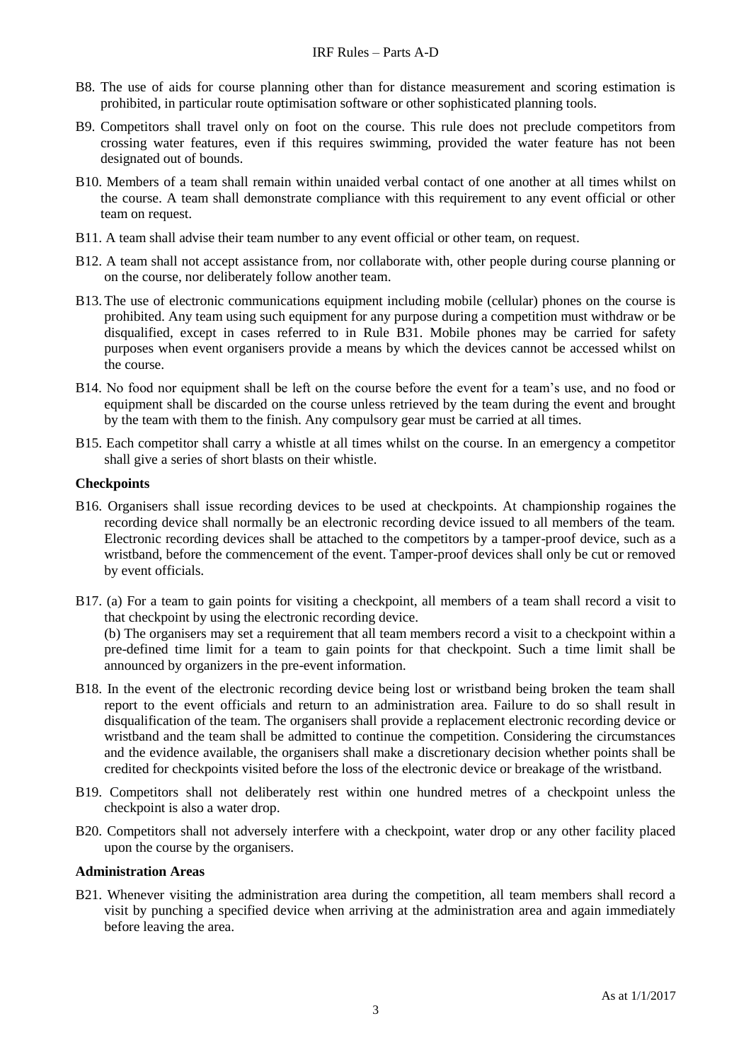B8. The use of aids for course planning other than for distance measurement and scoring estimation is prohibited, in particular route optimisation software or other sophisticated planning tools.

B9. Competitors shall travel only on foot on the course. This rule does not preclude competitors from crossing water features, even if this requires swimming, provided the water feature has not been designated out of bounds.

B10. Members of a team shall remain within unaided verbal contact of one another at all times whilst on the course. A team shall demonstrate compliance with this requirement to any event official or other team on request.

B11. A team shall advise their team number to any event official or other team, on request.

B12. A team shall not accept assistance from, nor collaborate with, other people during course planning or on the course, nor deliberately follow another team.

B13. The use of electronic communications equipment including mobile (cellular) phones on the course is prohibited. Any team using such equipment for any purpose during a competition must withdraw or be disqualified, except in cases referred to in Rule B31. Mobile phones may be carried for safety purposes when event organisers provide a means by which the devices cannot be accessed whilst on the course.

B14. No food nor equipment shall be left on the course before the event for a team's use, and no food or equipment shall be discarded on the course unless retrieved by the team during the event and brought by the team with them to the finish. Any compulsory gear must be carried at all times.

B15. Each competitor shall carry a whistle at all times whilst on the course. In an emergency a competitor shall give a series of short blasts on their whistle.

### Checkpoints

B16. Organisers shall issue recording devices to be used at checkpoints. At championship rogaines the recording device shall normally be an electronic recording device issued to all members of the team. Electronic recording devices shall be attached to the competitors by a tamper-proof device, such as a wristband, before the commencement of the event. Tamper-proof devices shall only be cut or removed by event officials.

B17. (a) For a team to gain points for visiting a checkpoint, all members of a team shall record a visit to that checkpoint by using the electronic recording device.
(b) The organisers may set a requirement that all team members record a visit to a checkpoint within a pre-defined time limit for a team to gain points for that checkpoint. Such a time limit shall be announced by organizers in the pre-event information.

B18. In the event of the electronic recording device being lost or wristband being broken the team shall report to the event officials and return to an administration area. Failure to do so shall result in disqualification of the team. The organisers shall provide a replacement electronic recording device or wristband and the team shall be admitted to continue the competition. Considering the circumstances and the evidence available, the organisers shall make a discretionary decision whether points shall be credited for checkpoints visited before the loss of the electronic device or breakage of the wristband.

B19. Competitors shall not deliberately rest within one hundred metres of a checkpoint unless the checkpoint is also a water drop.

B20. Competitors shall not adversely interfere with a checkpoint, water drop or any other facility placed upon the course by the organisers.

### Administration Areas

B21. Whenever visiting the administration area during the competition, all team members shall record a visit by punching a specified device when arriving at the administration area and again immediately before leaving the area.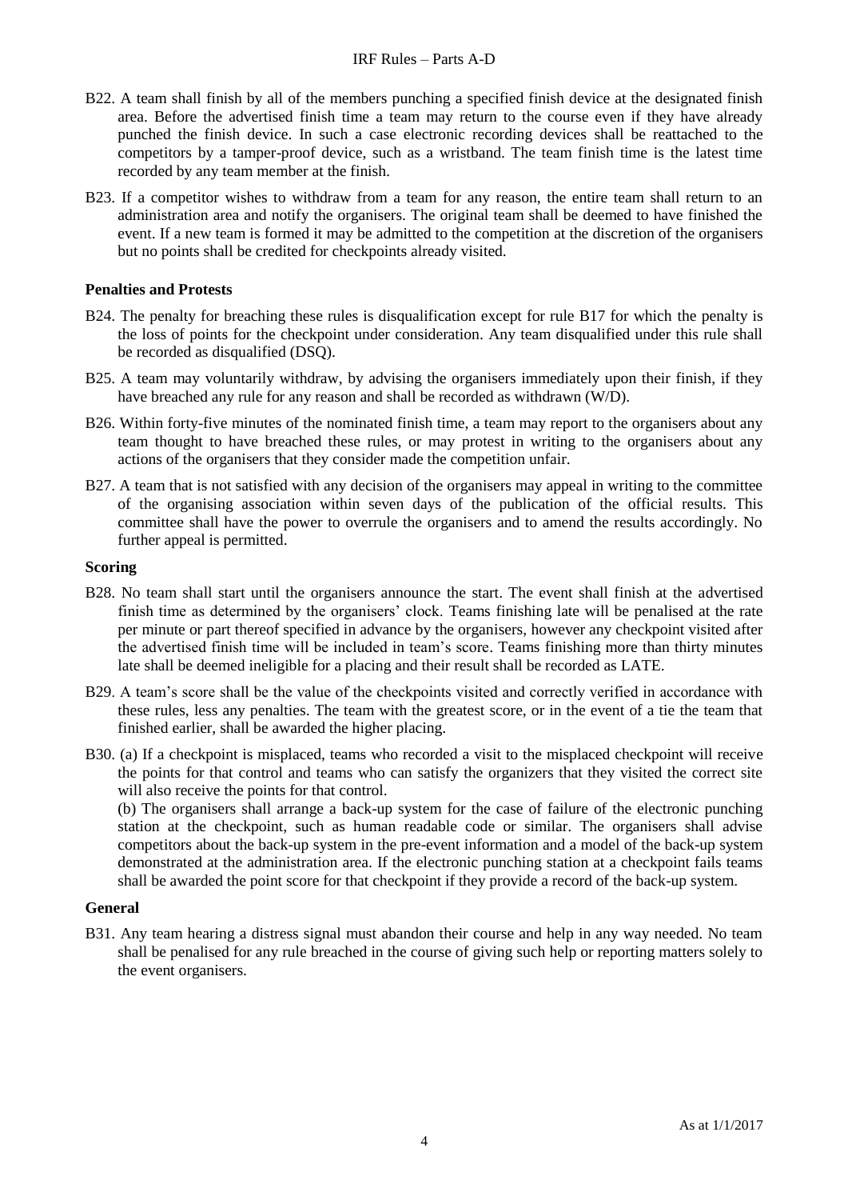B22. A team shall finish by all of the members punching a specified finish device at the designated finish area. Before the advertised finish time a team may return to the course even if they have already punched the finish device. In such a case electronic recording devices shall be reattached to the competitors by a tamper-proof device, such as a wristband. The team finish time is the latest time recorded by any team member at the finish.

B23. If a competitor wishes to withdraw from a team for any reason, the entire team shall return to an administration area and notify the organisers. The original team shall be deemed to have finished the event. If a new team is formed it may be admitted to the competition at the discretion of the organisers but no points shall be credited for checkpoints already visited.

### Penalties and Protests

B24. The penalty for breaching these rules is disqualification except for rule B17 for which the penalty is the loss of points for the checkpoint under consideration. Any team disqualified under this rule shall be recorded as disqualified (DSQ).

B25. A team may voluntarily withdraw, by advising the organisers immediately upon their finish, if they have breached any rule for any reason and shall be recorded as withdrawn (W/D).

B26. Within forty-five minutes of the nominated finish time, a team may report to the organisers about any team thought to have breached these rules, or may protest in writing to the organisers about any actions of the organisers that they consider made the competition unfair.

B27. A team that is not satisfied with any decision of the organisers may appeal in writing to the committee of the organising association within seven days of the publication of the official results. This committee shall have the power to overrule the organisers and to amend the results accordingly. No further appeal is permitted.

### Scoring

B28. No team shall start until the organisers announce the start. The event shall finish at the advertised finish time as determined by the organisers' clock. Teams finishing late will be penalised at the rate per minute or part thereof specified in advance by the organisers, however any checkpoint visited after the advertised finish time will be included in team's score. Teams finishing more than thirty minutes late shall be deemed ineligible for a placing and their result shall be recorded as LATE.

B29. A team's score shall be the value of the checkpoints visited and correctly verified in accordance with these rules, less any penalties. The team with the greatest score, or in the event of a tie the team that finished earlier, shall be awarded the higher placing.

B30. (a) If a checkpoint is misplaced, teams who recorded a visit to the misplaced checkpoint will receive the points for that control and teams who can satisfy the organizers that they visited the correct site will also receive the points for that control.

(b) The organisers shall arrange a back-up system for the case of failure of the electronic punching station at the checkpoint, such as human readable code or similar. The organisers shall advise competitors about the back-up system in the pre-event information and a model of the back-up system demonstrated at the administration area. If the electronic punching station at a checkpoint fails teams shall be awarded the point score for that checkpoint if they provide a record of the back-up system.

### General

B31. Any team hearing a distress signal must abandon their course and help in any way needed. No team shall be penalised for any rule breached in the course of giving such help or reporting matters solely to the event organisers.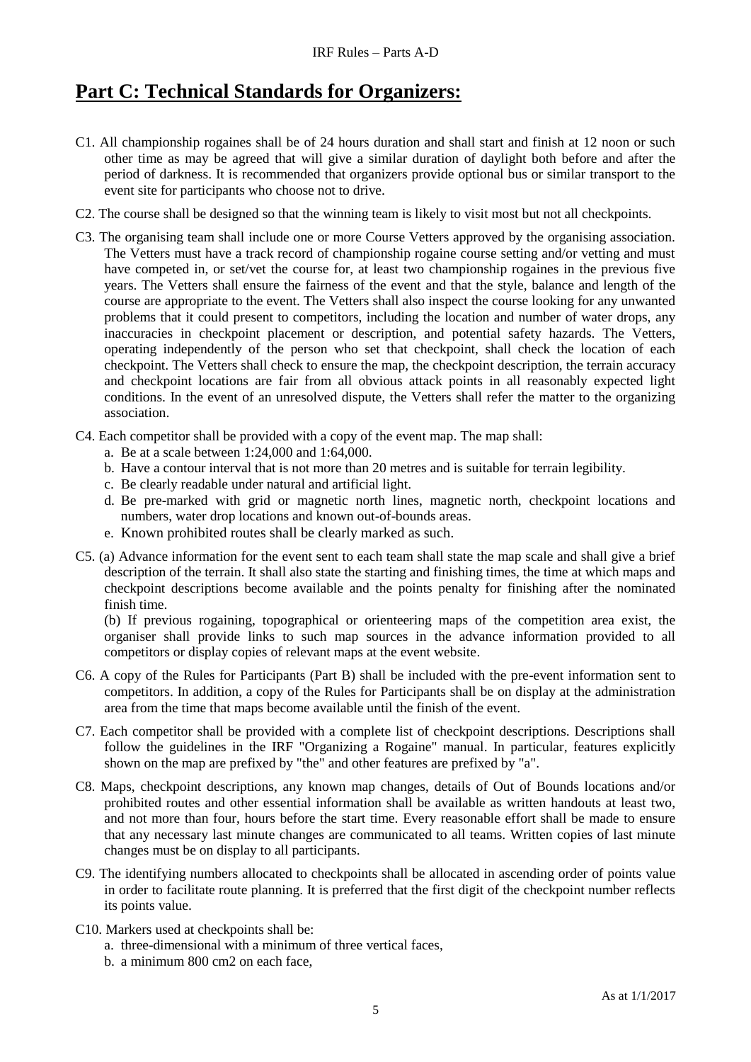# Part C: Technical Standards for Organizers:

C1. All championship rogaines shall be of 24 hours duration and shall start and finish at 12 noon or such other time as may be agreed that will give a similar duration of daylight both before and after the period of darkness. It is recommended that organizers provide optional bus or similar transport to the event site for participants who choose not to drive.

C2. The course shall be designed so that the winning team is likely to visit most but not all checkpoints.

C3. The organising team shall include one or more Course Vetters approved by the organising association. The Vetters must have a track record of championship rogaine course setting and/or vetting and must have competed in, or set/vet the course for, at least two championship rogaines in the previous five years. The Vetters shall ensure the fairness of the event and that the style, balance and length of the course are appropriate to the event. The Vetters shall also inspect the course looking for any unwanted problems that it could present to competitors, including the location and number of water drops, any inaccuracies in checkpoint placement or description, and potential safety hazards. The Vetters, operating independently of the person who set that checkpoint, shall check the location of each checkpoint. The Vetters shall check to ensure the map, the checkpoint description, the terrain accuracy and checkpoint locations are fair from all obvious attack points in all reasonably expected light conditions. In the event of an unresolved dispute, the Vetters shall refer the matter to the organizing association.

C4. Each competitor shall be provided with a copy of the event map. The map shall:

a. Be at a scale between 1:24,000 and 1:64,000.
b. Have a contour interval that is not more than 20 metres and is suitable for terrain legibility.
c. Be clearly readable under natural and artificial light.
d. Be pre-marked with grid or magnetic north lines, magnetic north, checkpoint locations and numbers, water drop locations and known out-of-bounds areas.
e. Known prohibited routes shall be clearly marked as such.

C5. (a) Advance information for the event sent to each team shall state the map scale and shall give a brief description of the terrain. It shall also state the starting and finishing times, the time at which maps and checkpoint descriptions become available and the points penalty for finishing after the nominated finish time.

(b) If previous rogaining, topographical or orienteering maps of the competition area exist, the organiser shall provide links to such map sources in the advance information provided to all competitors or display copies of relevant maps at the event website.

C6. A copy of the Rules for Participants (Part B) shall be included with the pre-event information sent to competitors. In addition, a copy of the Rules for Participants shall be on display at the administration area from the time that maps become available until the finish of the event.

C7. Each competitor shall be provided with a complete list of checkpoint descriptions. Descriptions shall follow the guidelines in the IRF "Organizing a Rogaine" manual. In particular, features explicitly shown on the map are prefixed by "the" and other features are prefixed by "a".

C8. Maps, checkpoint descriptions, any known map changes, details of Out of Bounds locations and/or prohibited routes and other essential information shall be available as written handouts at least two, and not more than four, hours before the start time. Every reasonable effort shall be made to ensure that any necessary last minute changes are communicated to all teams. Written copies of last minute changes must be on display to all participants.

C9. The identifying numbers allocated to checkpoints shall be allocated in ascending order of points value in order to facilitate route planning. It is preferred that the first digit of the checkpoint number reflects its points value.

C10. Markers used at checkpoints shall be:

a. three-dimensional with a minimum of three vertical faces,
b. a minimum 800 cm2 on each face,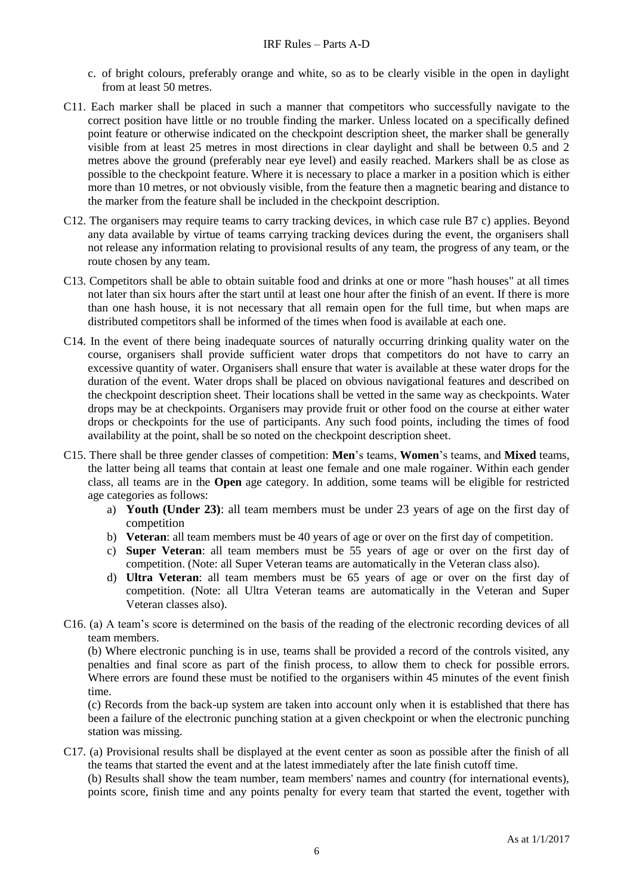c. of bright colours, preferably orange and white, so as to be clearly visible in the open in daylight from at least 50 metres.

C11. Each marker shall be placed in such a manner that competitors who successfully navigate to the correct position have little or no trouble finding the marker. Unless located on a specifically defined point feature or otherwise indicated on the checkpoint description sheet, the marker shall be generally visible from at least 25 metres in most directions in clear daylight and shall be between 0.5 and 2 metres above the ground (preferably near eye level) and easily reached. Markers shall be as close as possible to the checkpoint feature. Where it is necessary to place a marker in a position which is either more than 10 metres, or not obviously visible, from the feature then a magnetic bearing and distance to the marker from the feature shall be included in the checkpoint description.

C12. The organisers may require teams to carry tracking devices, in which case rule B7 c) applies. Beyond any data available by virtue of teams carrying tracking devices during the event, the organisers shall not release any information relating to provisional results of any team, the progress of any team, or the route chosen by any team.

C13. Competitors shall be able to obtain suitable food and drinks at one or more "hash houses" at all times not later than six hours after the start until at least one hour after the finish of an event. If there is more than one hash house, it is not necessary that all remain open for the full time, but when maps are distributed competitors shall be informed of the times when food is available at each one.

C14. In the event of there being inadequate sources of naturally occurring drinking quality water on the course, organisers shall provide sufficient water drops that competitors do not have to carry an excessive quantity of water. Organisers shall ensure that water is available at these water drops for the duration of the event. Water drops shall be placed on obvious navigational features and described on the checkpoint description sheet. Their locations shall be vetted in the same way as checkpoints. Water drops may be at checkpoints. Organisers may provide fruit or other food on the course at either water drops or checkpoints for the use of participants. Any such food points, including the times of food availability at the point, shall be so noted on the checkpoint description sheet.

C15. There shall be three gender classes of competition: **Men**'s teams, **Women**'s teams, and **Mixed** teams, the latter being all teams that contain at least one female and one male rogainer. Within each gender class, all teams are in the **Open** age category. In addition, some teams will be eligible for restricted age categories as follows:

a) **Youth (Under 23)**: all team members must be under 23 years of age on the first day of competition

b) **Veteran**: all team members must be 40 years of age or over on the first day of competition.

c) **Super Veteran**: all team members must be 55 years of age or over on the first day of competition. (Note: all Super Veteran teams are automatically in the Veteran class also).

d) **Ultra Veteran**: all team members must be 65 years of age or over on the first day of competition. (Note: all Ultra Veteran teams are automatically in the Veteran and Super Veteran classes also).

C16. (a) A team's score is determined on the basis of the reading of the electronic recording devices of all team members.

(b) Where electronic punching is in use, teams shall be provided a record of the controls visited, any penalties and final score as part of the finish process, to allow them to check for possible errors. Where errors are found these must be notified to the organisers within 45 minutes of the event finish time.

(c) Records from the back-up system are taken into account only when it is established that there has been a failure of the electronic punching station at a given checkpoint or when the electronic punching station was missing.

C17. (a) Provisional results shall be displayed at the event center as soon as possible after the finish of all the teams that started the event and at the latest immediately after the late finish cutoff time.

(b) Results shall show the team number, team members' names and country (for international events), points score, finish time and any points penalty for every team that started the event, together with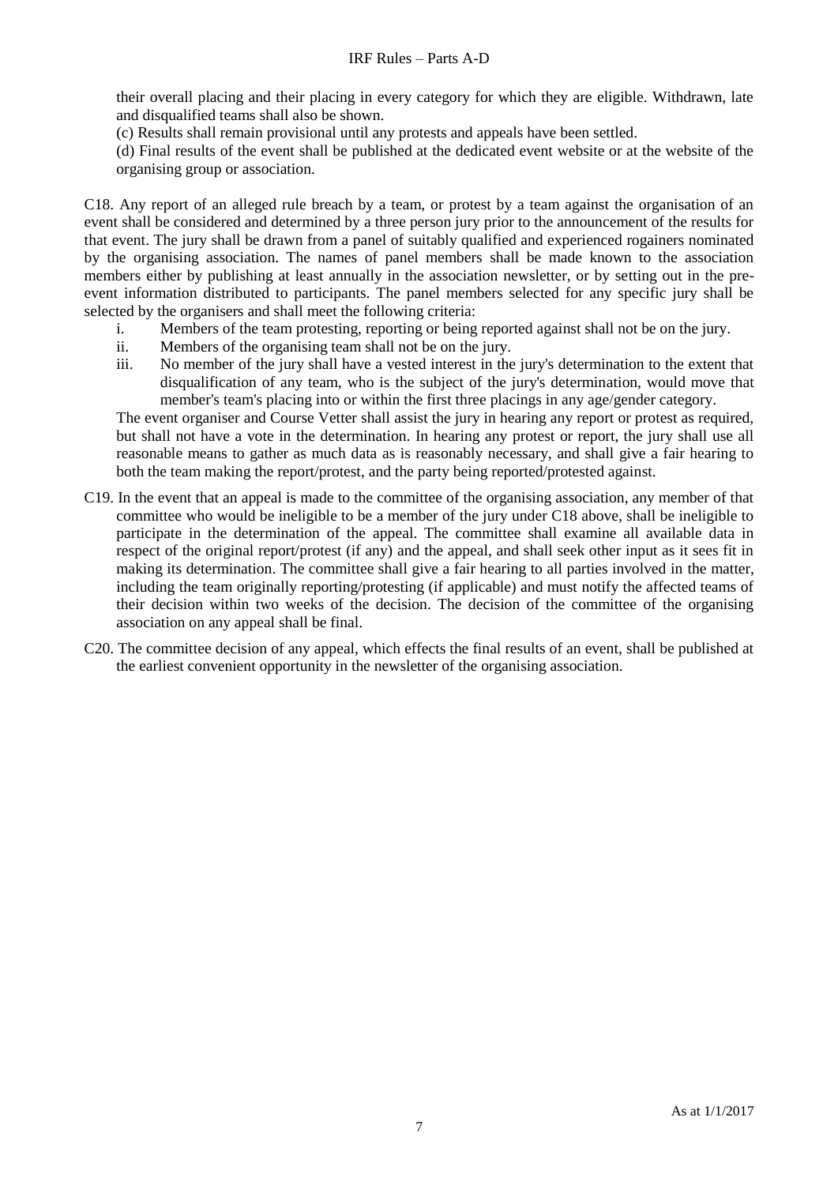their overall placing and their placing in every category for which they are eligible. Withdrawn, late and disqualified teams shall also be shown.

(c) Results shall remain provisional until any protests and appeals have been settled.

(d) Final results of the event shall be published at the dedicated event website or at the website of the organising group or association.

C18. Any report of an alleged rule breach by a team, or protest by a team against the organisation of an event shall be considered and determined by a three person jury prior to the announcement of the results for that event. The jury shall be drawn from a panel of suitably qualified and experienced rogainers nominated by the organising association. The names of panel members shall be made known to the association members either by publishing at least annually in the association newsletter, or by setting out in the pre-event information distributed to participants. The panel members selected for any specific jury shall be selected by the organisers and shall meet the following criteria:

i. Members of the team protesting, reporting or being reported against shall not be on the jury.
ii. Members of the organising team shall not be on the jury.
iii. No member of the jury shall have a vested interest in the jury's determination to the extent that disqualification of any team, who is the subject of the jury's determination, would move that member's team's placing into or within the first three placings in any age/gender category.

The event organiser and Course Vetter shall assist the jury in hearing any report or protest as required, but shall not have a vote in the determination. In hearing any protest or report, the jury shall use all reasonable means to gather as much data as is reasonably necessary, and shall give a fair hearing to both the team making the report/protest, and the party being reported/protested against.

C19. In the event that an appeal is made to the committee of the organising association, any member of that committee who would be ineligible to be a member of the jury under C18 above, shall be ineligible to participate in the determination of the appeal. The committee shall examine all available data in respect of the original report/protest (if any) and the appeal, and shall seek other input as it sees fit in making its determination. The committee shall give a fair hearing to all parties involved in the matter, including the team originally reporting/protesting (if applicable) and must notify the affected teams of their decision within two weeks of the decision. The decision of the committee of the organising association on any appeal shall be final.

C20. The committee decision of any appeal, which effects the final results of an event, shall be published at the earliest convenient opportunity in the newsletter of the organising association.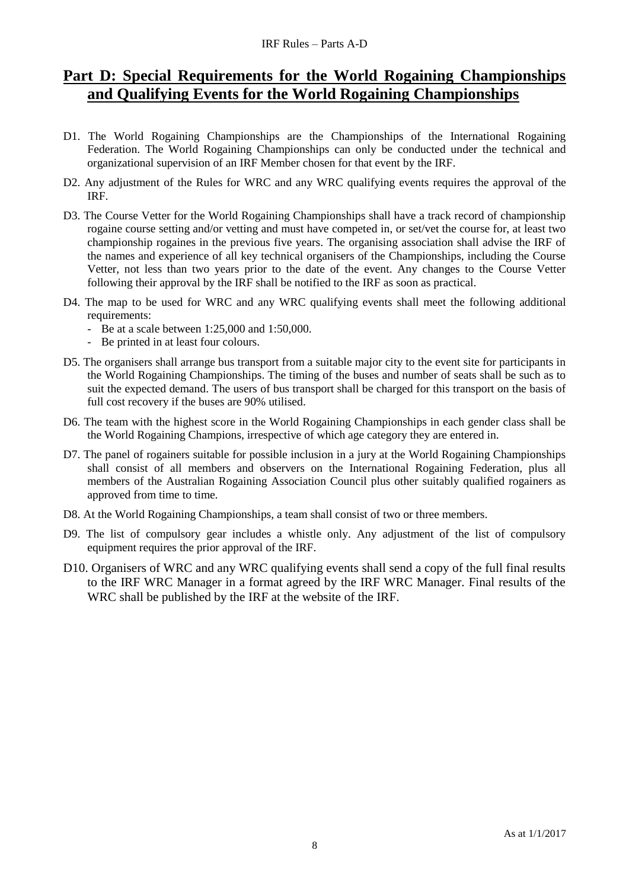# Part D: Special Requirements for the World Rogaining Championships and Qualifying Events for the World Rogaining Championships

D1. The World Rogaining Championships are the Championships of the International Rogaining Federation. The World Rogaining Championships can only be conducted under the technical and organizational supervision of an IRF Member chosen for that event by the IRF.

D2. Any adjustment of the Rules for WRC and any WRC qualifying events requires the approval of the IRF.

D3. The Course Vetter for the World Rogaining Championships shall have a track record of championship rogaine course setting and/or vetting and must have competed in, or set/vet the course for, at least two championship rogaines in the previous five years. The organising association shall advise the IRF of the names and experience of all key technical organisers of the Championships, including the Course Vetter, not less than two years prior to the date of the event. Any changes to the Course Vetter following their approval by the IRF shall be notified to the IRF as soon as practical.

D4. The map to be used for WRC and any WRC qualifying events shall meet the following additional requirements:
- Be at a scale between 1:25,000 and 1:50,000.
- Be printed in at least four colours.

D5. The organisers shall arrange bus transport from a suitable major city to the event site for participants in the World Rogaining Championships. The timing of the buses and number of seats shall be such as to suit the expected demand. The users of bus transport shall be charged for this transport on the basis of full cost recovery if the buses are 90% utilised.

D6. The team with the highest score in the World Rogaining Championships in each gender class shall be the World Rogaining Champions, irrespective of which age category they are entered in.

D7. The panel of rogainers suitable for possible inclusion in a jury at the World Rogaining Championships shall consist of all members and observers on the International Rogaining Federation, plus all members of the Australian Rogaining Association Council plus other suitably qualified rogainers as approved from time to time.

D8. At the World Rogaining Championships, a team shall consist of two or three members.

D9. The list of compulsory gear includes a whistle only. Any adjustment of the list of compulsory equipment requires the prior approval of the IRF.

D10. Organisers of WRC and any WRC qualifying events shall send a copy of the full final results to the IRF WRC Manager in a format agreed by the IRF WRC Manager. Final results of the WRC shall be published by the IRF at the website of the IRF.